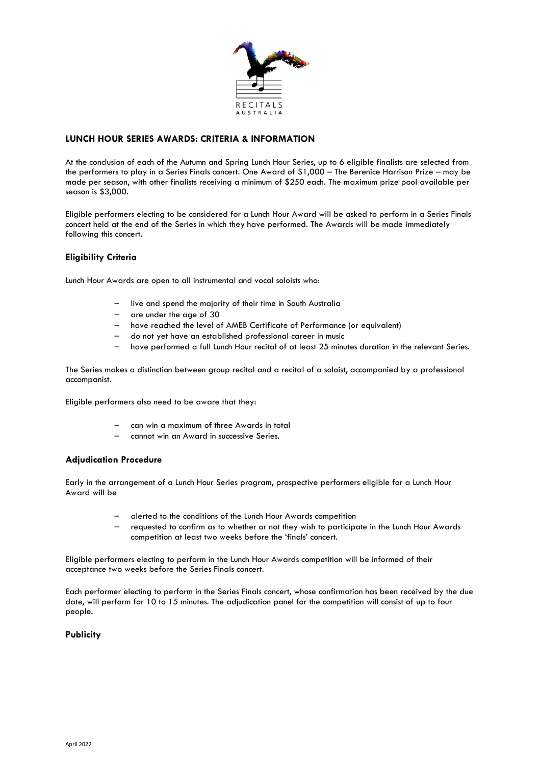RECITALS AUSTRALIA

## LUNCH HOUR SERIES AWARDS: CRITERIA & INFORMATION

At the conclusion of each of the Autumn and Spring Lunch Hour Series, up to 6 eligible finalists are selected from the performers to play in a Series Finals concert. One Award of $1,000 – The Berenice Harrison Prize – may be made per season, with other finalists receiving a minimum of $250 each. The maximum prize pool available per season is $3,000.

Eligible performers electing to be considered for a Lunch Hour Award will be asked to perform in a Series Finals concert held at the end of the Series in which they have performed. The Awards will be made immediately following this concert.

### Eligibility Criteria

Lunch Hour Awards are open to all instrumental and vocal soloists who:

- live and spend the majority of their time in South Australia
- are under the age of 30
- have reached the level of AMEB Certificate of Performance (or equivalent)
- do not yet have an established professional career in music
- have performed a full Lunch Hour recital of at least 25 minutes duration in the relevant Series.

The Series makes a distinction between group recital and a recital of a soloist, accompanied by a professional accompanist.

Eligible performers also need to be aware that they:

- can win a maximum of three Awards in total
- cannot win an Award in successive Series.

### Adjudication Procedure

Early in the arrangement of a Lunch Hour Series program, prospective performers eligible for a Lunch Hour Award will be

- alerted to the conditions of the Lunch Hour Awards competition
- requested to confirm as to whether or not they wish to participate in the Lunch Hour Awards competition at least two weeks before the 'finals' concert.

Eligible performers electing to perform in the Lunch Hour Awards competition will be informed of their acceptance two weeks before the Series Finals concert.

Each performer electing to perform in the Series Finals concert, whose confirmation has been received by the due date, will perform for 10 to 15 minutes. The adjudication panel for the competition will consist of up to four people.

### Publicity

April 2022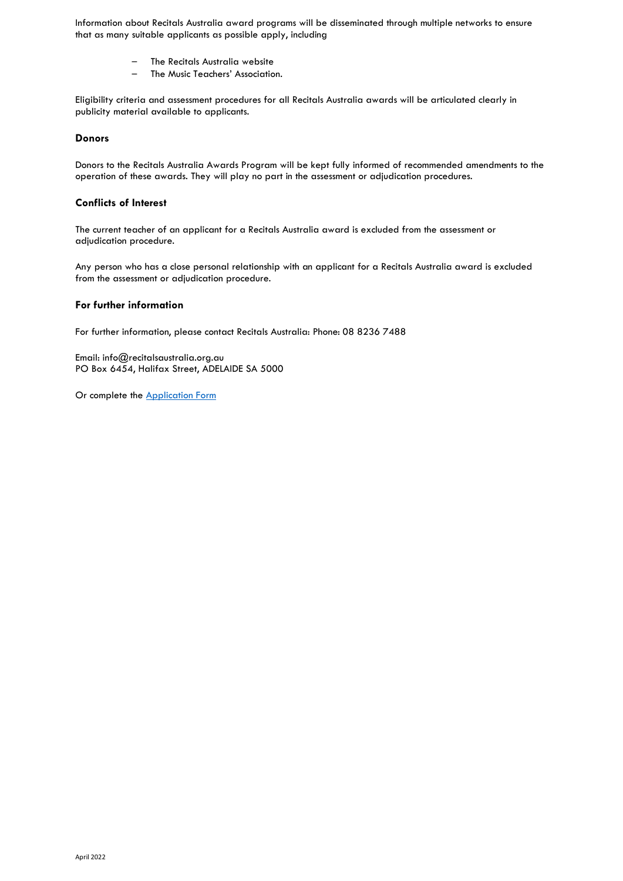Information about Recitals Australia award programs will be disseminated through multiple networks to ensure that as many suitable applicants as possible apply, including

- The Recitals Australia website
- The Music Teachers' Association.

Eligibility criteria and assessment procedures for all Recitals Australia awards will be articulated clearly in publicity material available to applicants.

### Donors

Donors to the Recitals Australia Awards Program will be kept fully informed of recommended amendments to the operation of these awards. They will play no part in the assessment or adjudication procedures.

### Conflicts of Interest

The current teacher of an applicant for a Recitals Australia award is excluded from the assessment or adjudication procedure.

Any person who has a close personal relationship with an applicant for a Recitals Australia award is excluded from the assessment or adjudication procedure.

### For further information

For further information, please contact Recitals Australia: Phone: 08 8236 7488

Email: info@recitalsaustralia.org.au
PO Box 6454, Halifax Street, ADELAIDE SA 5000

Or complete the Application Form

April 2022